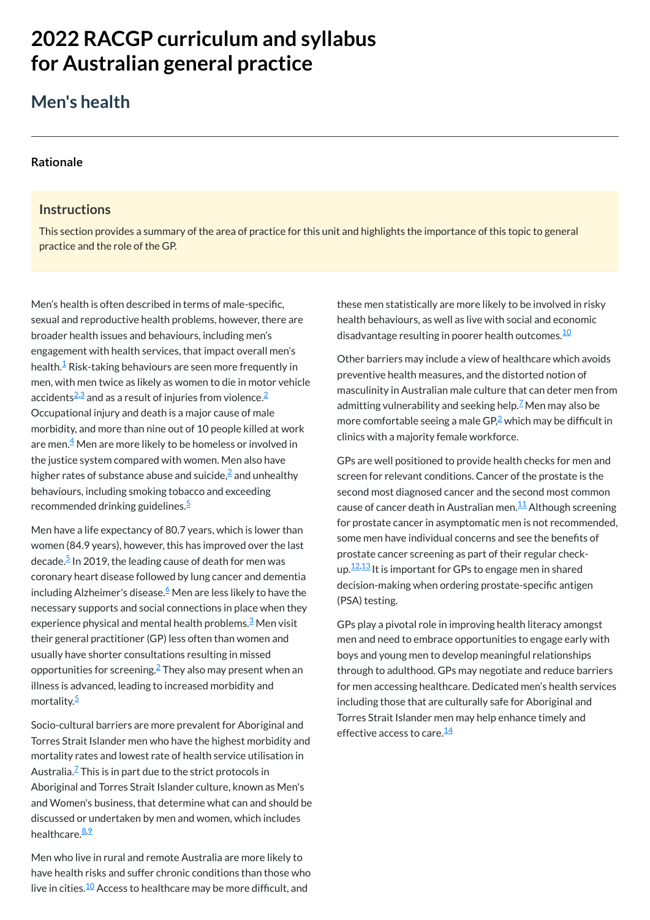# 2022 RACGP curriculum and syllabus for Australian general practice

## Men's health

### Rationale

#### Instructions

This section provides a summary of the area of practice for this unit and highlights the importance of this topic to general practice and the role of the GP.

Men's health is often described in terms of male-specific, sexual and reproductive health problems, however, there are broader health issues and behaviours, including men's engagement with health services, that impact overall men's health.[1] Risk-taking behaviours are seen more frequently in men, with men twice as likely as women to die in motor vehicle accidents[2,3] and as a result of injuries from violence.[2] Occupational injury and death is a major cause of male morbidity, and more than nine out of 10 people killed at work are men.[4] Men are more likely to be homeless or involved in the justice system compared with women. Men also have higher rates of substance abuse and suicide,[2] and unhealthy behaviours, including smoking tobacco and exceeding recommended drinking guidelines.[5]

Men have a life expectancy of 80.7 years, which is lower than women (84.9 years), however, this has improved over the last decade.[5] In 2019, the leading cause of death for men was coronary heart disease followed by lung cancer and dementia including Alzheimer's disease.[6] Men are less likely to have the necessary supports and social connections in place when they experience physical and mental health problems.[3] Men visit their general practitioner (GP) less often than women and usually have shorter consultations resulting in missed opportunities for screening.[2] They also may present when an illness is advanced, leading to increased morbidity and mortality.[5]

Socio-cultural barriers are more prevalent for Aboriginal and Torres Strait Islander men who have the highest morbidity and mortality rates and lowest rate of health service utilisation in Australia.[7] This is in part due to the strict protocols in Aboriginal and Torres Strait Islander culture, known as Men's and Women's business, that determine what can and should be discussed or undertaken by men and women, which includes healthcare.[8,9]

Men who live in rural and remote Australia are more likely to have health risks and suffer chronic conditions than those who live in cities.[10] Access to healthcare may be more difficult, and these men statistically are more likely to be involved in risky health behaviours, as well as live with social and economic disadvantage resulting in poorer health outcomes.[10]

Other barriers may include a view of healthcare which avoids preventive health measures, and the distorted notion of masculinity in Australian male culture that can deter men from admitting vulnerability and seeking help.[7] Men may also be more comfortable seeing a male GP,[2] which may be difficult in clinics with a majority female workforce.

GPs are well positioned to provide health checks for men and screen for relevant conditions. Cancer of the prostate is the second most diagnosed cancer and the second most common cause of cancer death in Australian men.[11] Although screening for prostate cancer in asymptomatic men is not recommended, some men have individual concerns and see the benefits of prostate cancer screening as part of their regular check-up.[12,13] It is important for GPs to engage men in shared decision-making when ordering prostate-specific antigen (PSA) testing.

GPs play a pivotal role in improving health literacy amongst men and need to embrace opportunities to engage early with boys and young men to develop meaningful relationships through to adulthood. GPs may negotiate and reduce barriers for men accessing healthcare. Dedicated men's health services including those that are culturally safe for Aboriginal and Torres Strait Islander men may help enhance timely and effective access to care.[14]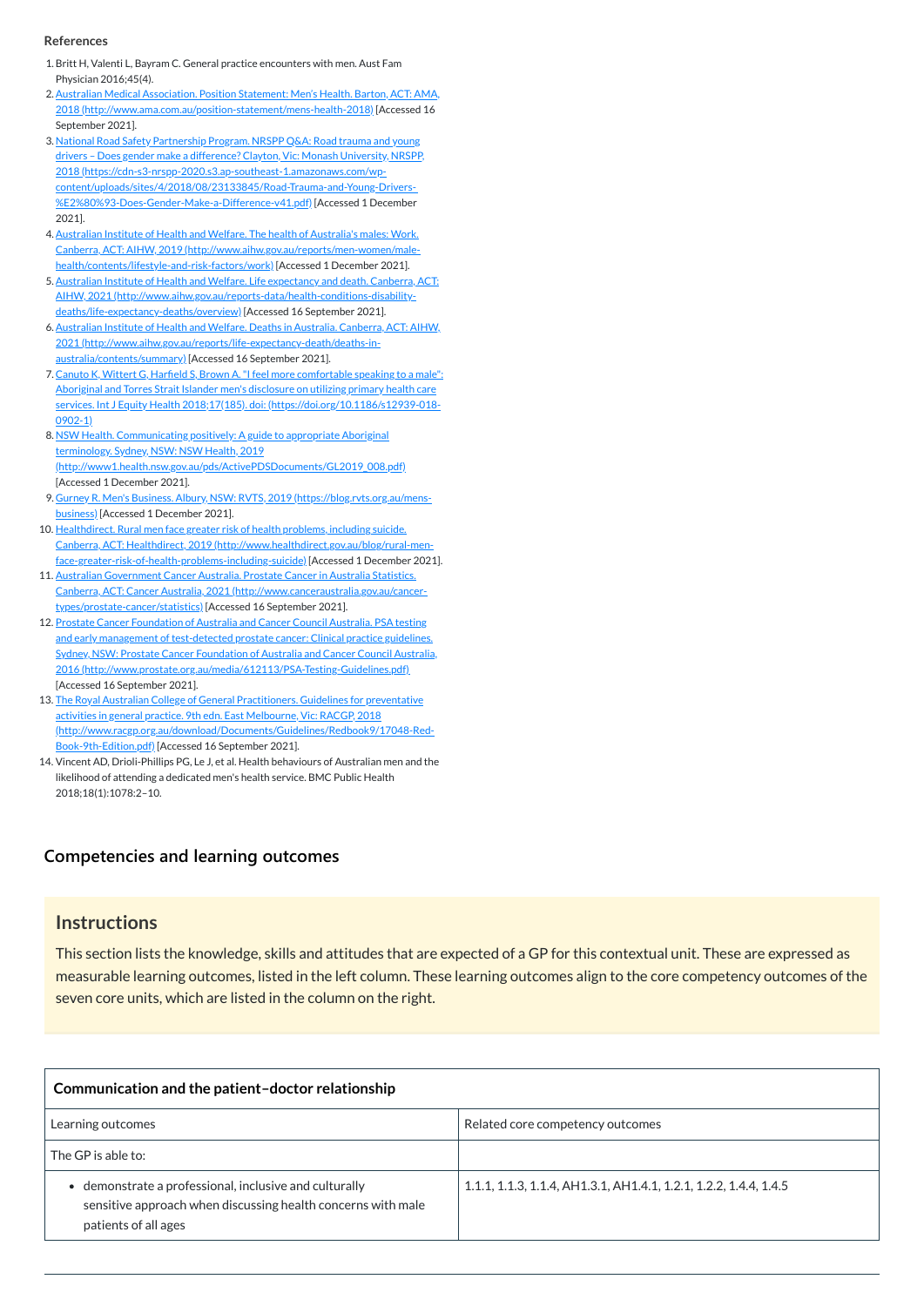**References**

1. Britt H, Valenti L, Bayram C. General practice encounters with men. Aust Fam Physician 2016;45(4).
2. Australian Medical Association. Position Statement: Men's Health. Barton, ACT: AMA, 2018 (http://www.ama.com.au/position-statement/mens-health-2018) [Accessed 16 September 2021].
3. National Road Safety Partnership Program. NRSPP Q&A: Road trauma and young drivers – Does gender make a difference? Clayton, Vic: Monash University, NRSPP, 2018 (https://cdn-s3-nrspp-2020.s3.ap-southeast-1.amazonaws.com/wp-content/uploads/sites/4/2018/08/23133845/Road-Trauma-and-Young-Drivers-%E2%80%93-Does-Gender-Make-a-Difference-v41.pdf) [Accessed 1 December 2021].
4. Australian Institute of Health and Welfare. The health of Australia's males: Work. Canberra, ACT: AIHW, 2019 (http://www.aihw.gov.au/reports/men-women/male-health/contents/lifestyle-and-risk-factors/work) [Accessed 1 December 2021].
5. Australian Institute of Health and Welfare. Life expectancy and death. Canberra, ACT: AIHW, 2021 (http://www.aihw.gov.au/reports-data/health-conditions-disability-deaths/life-expectancy-deaths/overview) [Accessed 16 September 2021].
6. Australian Institute of Health and Welfare. Deaths in Australia. Canberra, ACT: AIHW, 2021 (http://www.aihw.gov.au/reports/life-expectancy-death/deaths-in-australia/contents/summary) [Accessed 16 September 2021].
7. Canuto K, Wittert G, Harfield S, Brown A. "I feel more comfortable speaking to a male": Aboriginal and Torres Strait Islander men's disclosure on utilizing primary health care services. Int J Equity Health 2018;17(185). doi: (https://doi.org/10.1186/s12939-018-0902-1)
8. NSW Health. Communicating positively: A guide to appropriate Aboriginal terminology. Sydney, NSW: NSW Health, 2019 (http://www1.health.nsw.gov.au/pds/ActivePDSDocuments/GL2019_008.pdf) [Accessed 1 December 2021].
9. Gurney R. Men's Business. Albury, NSW: RVTS, 2019 (https://blog.rvts.org.au/mens-business) [Accessed 1 December 2021].
10. Healthdirect. Rural men face greater risk of health problems, including suicide. Canberra, ACT: Healthdirect, 2019 (http://www.healthdirect.gov.au/blog/rural-men-face-greater-risk-of-health-problems-including-suicide) [Accessed 1 December 2021].
11. Australian Government Cancer Australia. Prostate Cancer in Australia Statistics. Canberra, ACT: Cancer Australia, 2021 (http://www.canceraustralia.gov.au/cancer-types/prostate-cancer/statistics) [Accessed 16 September 2021].
12. Prostate Cancer Foundation of Australia and Cancer Council Australia. PSA testing and early management of test-detected prostate cancer: Clinical practice guidelines. Sydney, NSW: Prostate Cancer Foundation of Australia and Cancer Council Australia, 2016 (http://www.prostate.org.au/media/612113/PSA-Testing-Guidelines.pdf) [Accessed 16 September 2021].
13. The Royal Australian College of General Practitioners. Guidelines for preventative activities in general practice. 9th edn. East Melbourne, Vic: RACGP, 2018 (http://www.racgp.org.au/download/Documents/Guidelines/Redbook9/17048-Red-Book-9th-Edition.pdf) [Accessed 16 September 2021].
14. Vincent AD, Drioli-Phillips PG, Le J, et al. Health behaviours of Australian men and the likelihood of attending a dedicated men's health service. BMC Public Health 2018;18(1):1078:2–10.

## Competencies and learning outcomes

### Instructions

This section lists the knowledge, skills and attitudes that are expected of a GP for this contextual unit. These are expressed as measurable learning outcomes, listed in the left column. These learning outcomes align to the core competency outcomes of the seven core units, which are listed in the column on the right.

| **Communication and the patient–doctor relationship** | |
|---|---|
| Learning outcomes | Related core competency outcomes |
| The GP is able to: | |
| • demonstrate a professional, inclusive and culturally sensitive approach when discussing health concerns with male patients of all ages | 1.1.1, 1.1.3, 1.1.4, AH1.3.1, AH1.4.1, 1.2.1, 1.2.2, 1.4.4, 1.4.5 |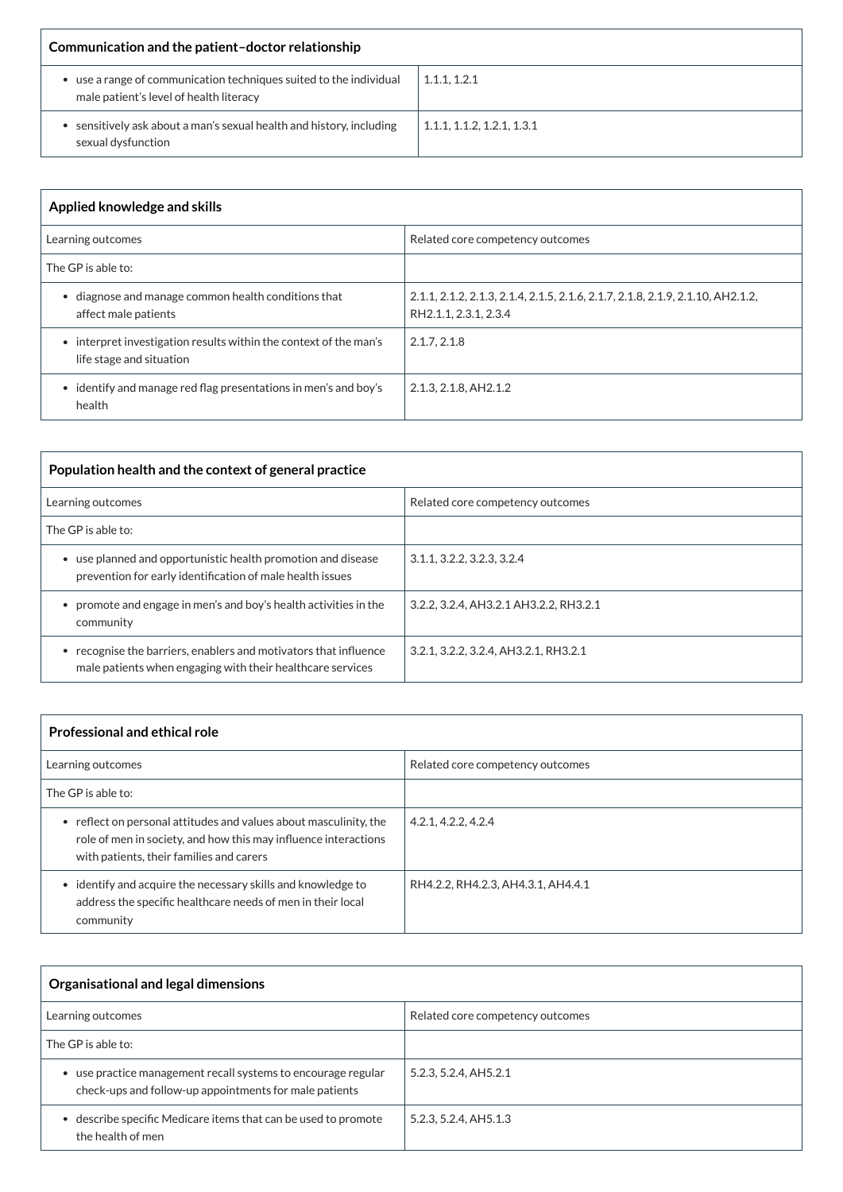| Communication and the patient–doctor relationship | |
|---|---|
| • use a range of communication techniques suited to the individual male patient's level of health literacy | 1.1.1, 1.2.1 |
| • sensitively ask about a man's sexual health and history, including sexual dysfunction | 1.1.1, 1.1.2, 1.2.1, 1.3.1 |

| Applied knowledge and skills | |
|---|---|
| Learning outcomes | Related core competency outcomes |
| The GP is able to: | |
| • diagnose and manage common health conditions that affect male patients | 2.1.1, 2.1.2, 2.1.3, 2.1.4, 2.1.5, 2.1.6, 2.1.7, 2.1.8, 2.1.9, 2.1.10, AH2.1.2, RH2.1.1, 2.3.1, 2.3.4 |
| • interpret investigation results within the context of the man's life stage and situation | 2.1.7, 2.1.8 |
| • identify and manage red flag presentations in men's and boy's health | 2.1.3, 2.1.8, AH2.1.2 |

| Population health and the context of general practice | |
|---|---|
| Learning outcomes | Related core competency outcomes |
| The GP is able to: | |
| • use planned and opportunistic health promotion and disease prevention for early identification of male health issues | 3.1.1, 3.2.2, 3.2.3, 3.2.4 |
| • promote and engage in men's and boy's health activities in the community | 3.2.2, 3.2.4, AH3.2.1 AH3.2.2, RH3.2.1 |
| • recognise the barriers, enablers and motivators that influence male patients when engaging with their healthcare services | 3.2.1, 3.2.2, 3.2.4, AH3.2.1, RH3.2.1 |

| Professional and ethical role | |
|---|---|
| Learning outcomes | Related core competency outcomes |
| The GP is able to: | |
| • reflect on personal attitudes and values about masculinity, the role of men in society, and how this may influence interactions with patients, their families and carers | 4.2.1, 4.2.2, 4.2.4 |
| • identify and acquire the necessary skills and knowledge to address the specific healthcare needs of men in their local community | RH4.2.2, RH4.2.3, AH4.3.1, AH4.4.1 |

| Organisational and legal dimensions | |
|---|---|
| Learning outcomes | Related core competency outcomes |
| The GP is able to: | |
| • use practice management recall systems to encourage regular check-ups and follow-up appointments for male patients | 5.2.3, 5.2.4, AH5.2.1 |
| • describe specific Medicare items that can be used to promote the health of men | 5.2.3, 5.2.4, AH5.1.3 |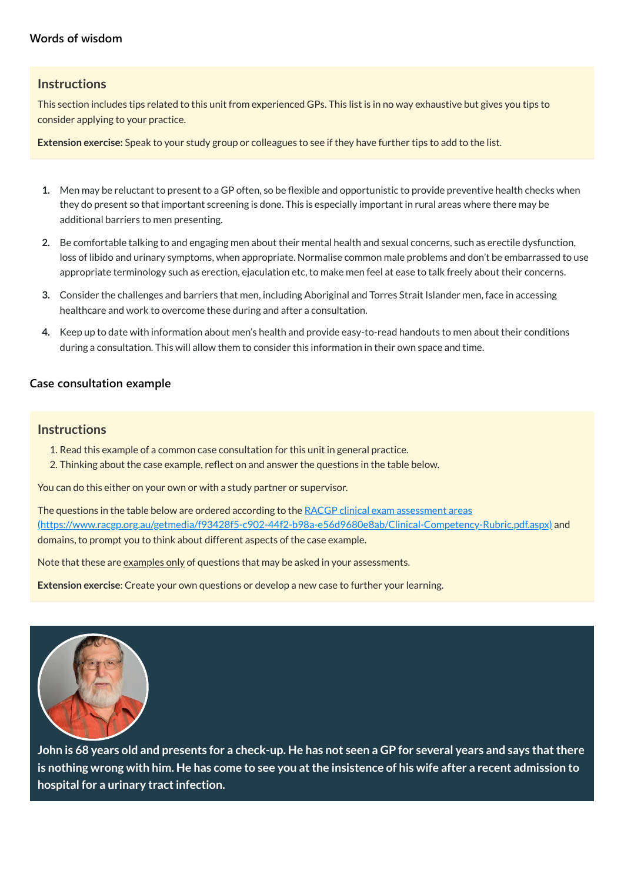## Words of wisdom

### Instructions

This section includes tips related to this unit from experienced GPs. This list is in no way exhaustive but gives you tips to consider applying to your practice.

**Extension exercise:** Speak to your study group or colleagues to see if they have further tips to add to the list.

1. Men may be reluctant to present to a GP often, so be flexible and opportunistic to provide preventive health checks when they do present so that important screening is done. This is especially important in rural areas where there may be additional barriers to men presenting.
2. Be comfortable talking to and engaging men about their mental health and sexual concerns, such as erectile dysfunction, loss of libido and urinary symptoms, when appropriate. Normalise common male problems and don't be embarrassed to use appropriate terminology such as erection, ejaculation etc, to make men feel at ease to talk freely about their concerns.
3. Consider the challenges and barriers that men, including Aboriginal and Torres Strait Islander men, face in accessing healthcare and work to overcome these during and after a consultation.
4. Keep up to date with information about men's health and provide easy-to-read handouts to men about their conditions during a consultation. This will allow them to consider this information in their own space and time.

## Case consultation example

### Instructions

1. Read this example of a common case consultation for this unit in general practice.
2. Thinking about the case example, reflect on and answer the questions in the table below.

You can do this either on your own or with a study partner or supervisor.

The questions in the table below are ordered according to the [RACGP clinical exam assessment areas (https://www.racgp.org.au/getmedia/f93428f5-c902-44f2-b98a-e56d9680e8ab/Clinical-Competency-Rubric.pdf.aspx)](https://www.racgp.org.au/getmedia/f93428f5-c902-44f2-b98a-e56d9680e8ab/Clinical-Competency-Rubric.pdf.aspx) and domains, to prompt you to think about different aspects of the case example.

Note that these are examples only of questions that may be asked in your assessments.

**Extension exercise**: Create your own questions or develop a new case to further your learning.

**John is 68 years old and presents for a check-up. He has not seen a GP for several years and says that there is nothing wrong with him. He has come to see you at the insistence of his wife after a recent admission to hospital for a urinary tract infection.**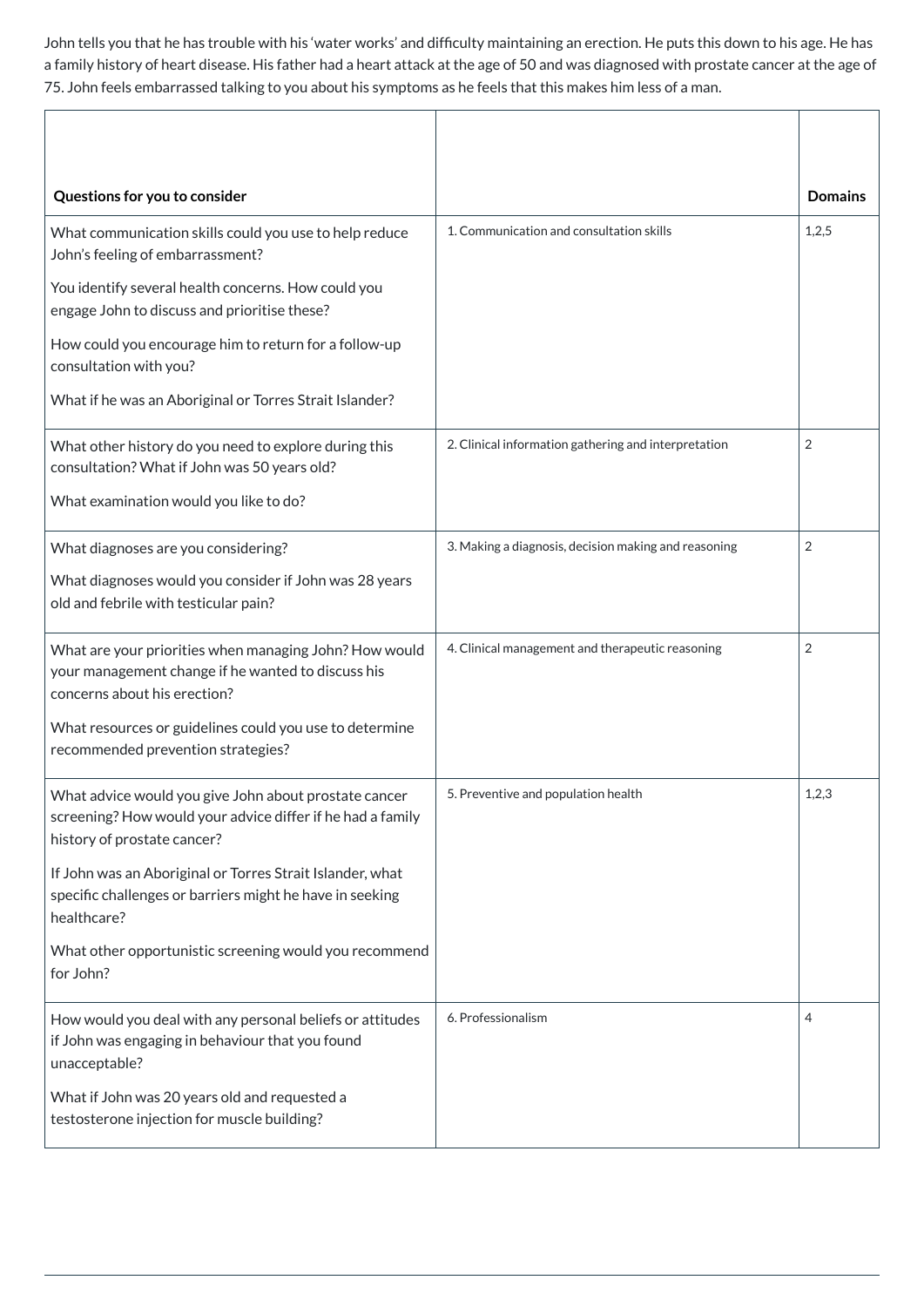John tells you that he has trouble with his 'water works' and difficulty maintaining an erection. He puts this down to his age. He has a family history of heart disease. His father had a heart attack at the age of 50 and was diagnosed with prostate cancer at the age of 75. John feels embarrassed talking to you about his symptoms as he feels that this makes him less of a man.

| Questions for you to consider | | Domains |
| --- | --- | --- |
| What communication skills could you use to help reduce John's feeling of embarrassment?<br><br>You identify several health concerns. How could you engage John to discuss and prioritise these?<br><br>How could you encourage him to return for a follow-up consultation with you?<br><br>What if he was an Aboriginal or Torres Strait Islander? | 1. Communication and consultation skills | 1,2,5 |
| What other history do you need to explore during this consultation? What if John was 50 years old?<br><br>What examination would you like to do? | 2. Clinical information gathering and interpretation | 2 |
| What diagnoses are you considering?<br><br>What diagnoses would you consider if John was 28 years old and febrile with testicular pain? | 3. Making a diagnosis, decision making and reasoning | 2 |
| What are your priorities when managing John? How would your management change if he wanted to discuss his concerns about his erection?<br><br>What resources or guidelines could you use to determine recommended prevention strategies? | 4. Clinical management and therapeutic reasoning | 2 |
| What advice would you give John about prostate cancer screening? How would your advice differ if he had a family history of prostate cancer?<br><br>If John was an Aboriginal or Torres Strait Islander, what specific challenges or barriers might he have in seeking healthcare?<br><br>What other opportunistic screening would you recommend for John? | 5. Preventive and population health | 1,2,3 |
| How would you deal with any personal beliefs or attitudes if John was engaging in behaviour that you found unacceptable?<br><br>What if John was 20 years old and requested a testosterone injection for muscle building? | 6. Professionalism | 4 |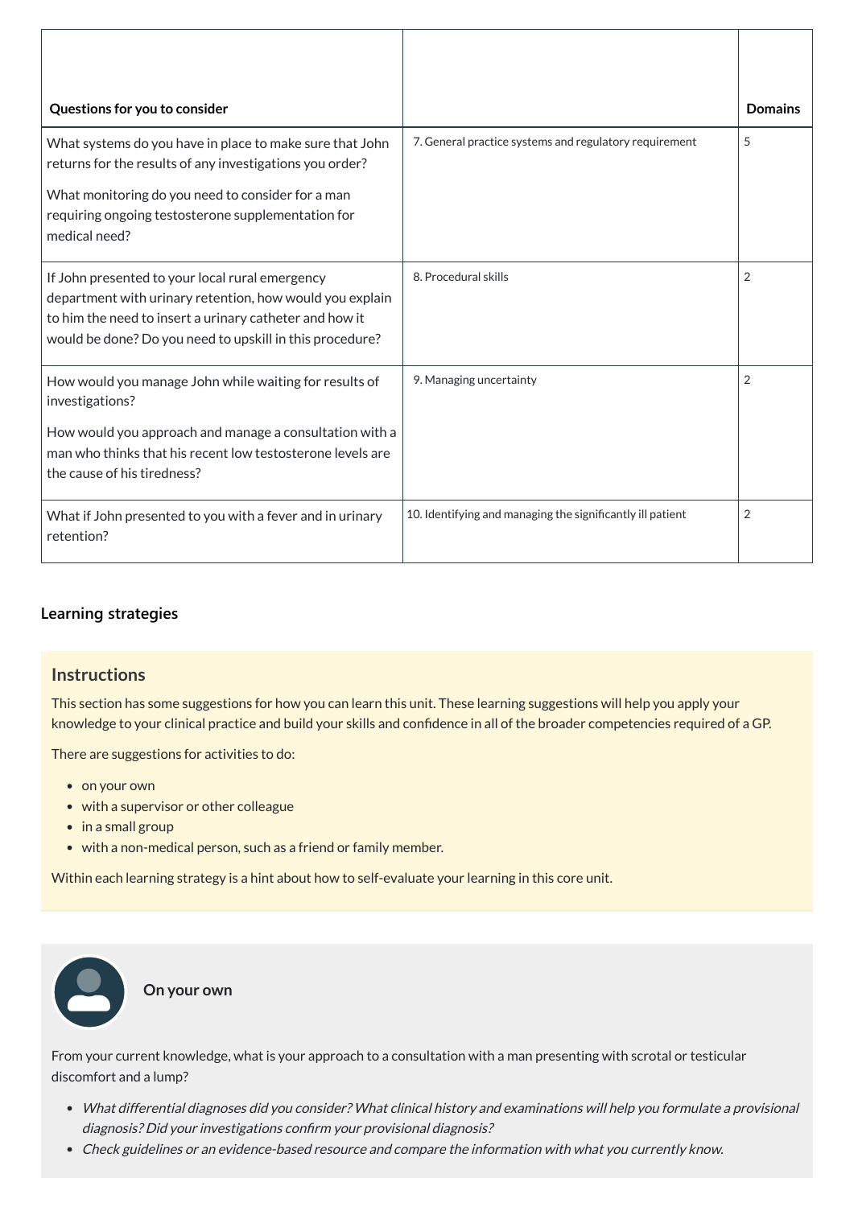| Questions for you to consider | | Domains |
|---|---|---|
| What systems do you have in place to make sure that John returns for the results of any investigations you order?<br><br>What monitoring do you need to consider for a man requiring ongoing testosterone supplementation for medical need? | 7. General practice systems and regulatory requirement | 5 |
| If John presented to your local rural emergency department with urinary retention, how would you explain to him the need to insert a urinary catheter and how it would be done? Do you need to upskill in this procedure? | 8. Procedural skills | 2 |
| How would you manage John while waiting for results of investigations?<br><br>How would you approach and manage a consultation with a man who thinks that his recent low testosterone levels are the cause of his tiredness? | 9. Managing uncertainty | 2 |
| What if John presented to you with a fever and in urinary retention? | 10. Identifying and managing the significantly ill patient | 2 |

### Learning strategies

## Instructions

This section has some suggestions for how you can learn this unit. These learning suggestions will help you apply your knowledge to your clinical practice and build your skills and confidence in all of the broader competencies required of a GP.

There are suggestions for activities to do:

- on your own
- with a supervisor or other colleague
- in a small group
- with a non-medical person, such as a friend or family member.

Within each learning strategy is a hint about how to self-evaluate your learning in this core unit.

### On your own

From your current knowledge, what is your approach to a consultation with a man presenting with scrotal or testicular discomfort and a lump?

- *What differential diagnoses did you consider? What clinical history and examinations will help you formulate a provisional diagnosis? Did your investigations confirm your provisional diagnosis?*
- *Check guidelines or an evidence-based resource and compare the information with what you currently know.*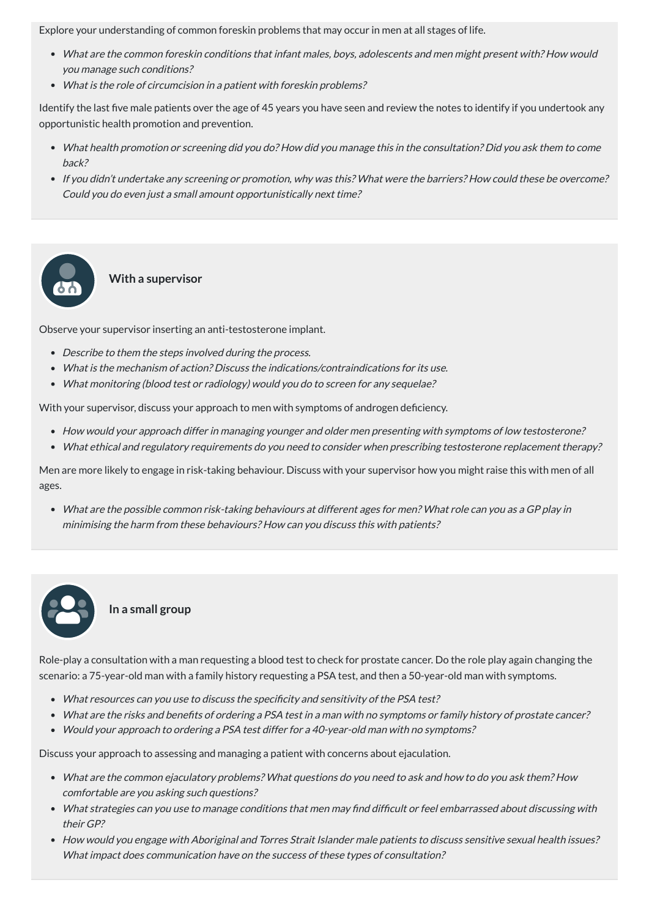Explore your understanding of common foreskin problems that may occur in men at all stages of life.

- *What are the common foreskin conditions that infant males, boys, adolescents and men might present with? How would you manage such conditions?*
- *What is the role of circumcision in a patient with foreskin problems?*

Identify the last five male patients over the age of 45 years you have seen and review the notes to identify if you undertook any opportunistic health promotion and prevention.

- *What health promotion or screening did you do? How did you manage this in the consultation? Did you ask them to come back?*
- *If you didn't undertake any screening or promotion, why was this? What were the barriers? How could these be overcome? Could you do even just a small amount opportunistically next time?*

### With a supervisor

Observe your supervisor inserting an anti-testosterone implant.

- *Describe to them the steps involved during the process.*
- *What is the mechanism of action? Discuss the indications/contraindications for its use.*
- *What monitoring (blood test or radiology) would you do to screen for any sequelae?*

With your supervisor, discuss your approach to men with symptoms of androgen deficiency.

- *How would your approach differ in managing younger and older men presenting with symptoms of low testosterone?*
- *What ethical and regulatory requirements do you need to consider when prescribing testosterone replacement therapy?*

Men are more likely to engage in risk-taking behaviour. Discuss with your supervisor how you might raise this with men of all ages.

- *What are the possible common risk-taking behaviours at different ages for men? What role can you as a GP play in minimising the harm from these behaviours? How can you discuss this with patients?*

### In a small group

Role-play a consultation with a man requesting a blood test to check for prostate cancer. Do the role play again changing the scenario: a 75-year-old man with a family history requesting a PSA test, and then a 50-year-old man with symptoms.

- *What resources can you use to discuss the specificity and sensitivity of the PSA test?*
- *What are the risks and benefits of ordering a PSA test in a man with no symptoms or family history of prostate cancer?*
- *Would your approach to ordering a PSA test differ for a 40-year-old man with no symptoms?*

Discuss your approach to assessing and managing a patient with concerns about ejaculation.

- *What are the common ejaculatory problems? What questions do you need to ask and how to do you ask them? How comfortable are you asking such questions?*
- *What strategies can you use to manage conditions that men may find difficult or feel embarrassed about discussing with their GP?*
- *How would you engage with Aboriginal and Torres Strait Islander male patients to discuss sensitive sexual health issues? What impact does communication have on the success of these types of consultation?*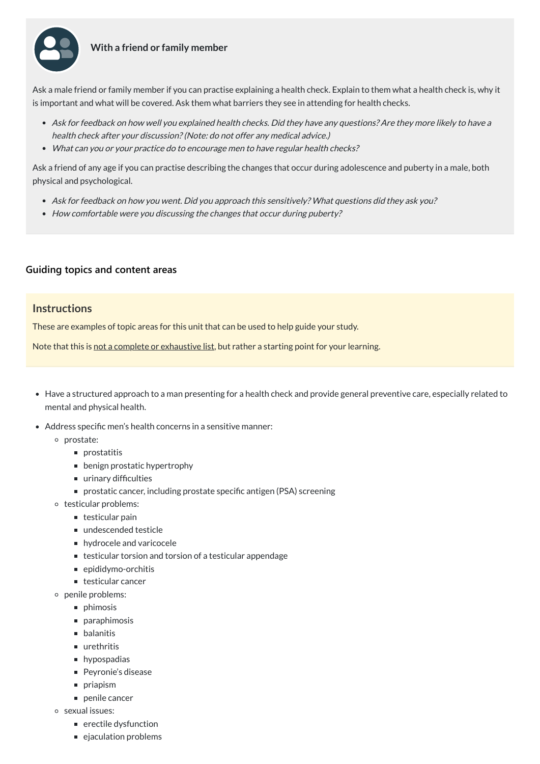### With a friend or family member

Ask a male friend or family member if you can practise explaining a health check. Explain to them what a health check is, why it is important and what will be covered. Ask them what barriers they see in attending for health checks.

- *Ask for feedback on how well you explained health checks. Did they have any questions? Are they more likely to have a health check after your discussion? (Note: do not offer any medical advice.)*
- *What can you or your practice do to encourage men to have regular health checks?*

Ask a friend of any age if you can practise describing the changes that occur during adolescence and puberty in a male, both physical and psychological.

- *Ask for feedback on how you went. Did you approach this sensitively? What questions did they ask you?*
- *How comfortable were you discussing the changes that occur during puberty?*

### Guiding topics and content areas

## Instructions

These are examples of topic areas for this unit that can be used to help guide your study.

Note that this is not a complete or exhaustive list, but rather a starting point for your learning.

- Have a structured approach to a man presenting for a health check and provide general preventive care, especially related to mental and physical health.
- Address specific men's health concerns in a sensitive manner:
  - prostate:
    - prostatitis
    - benign prostatic hypertrophy
    - urinary difficulties
    - prostatic cancer, including prostate specific antigen (PSA) screening
  - testicular problems:
    - testicular pain
    - undescended testicle
    - hydrocele and varicocele
    - testicular torsion and torsion of a testicular appendage
    - epididymo-orchitis
    - testicular cancer
  - penile problems:
    - phimosis
    - paraphimosis
    - balanitis
    - urethritis
    - hypospadias
    - Peyronie's disease
    - priapism
    - penile cancer
  - sexual issues:
    - erectile dysfunction
    - ejaculation problems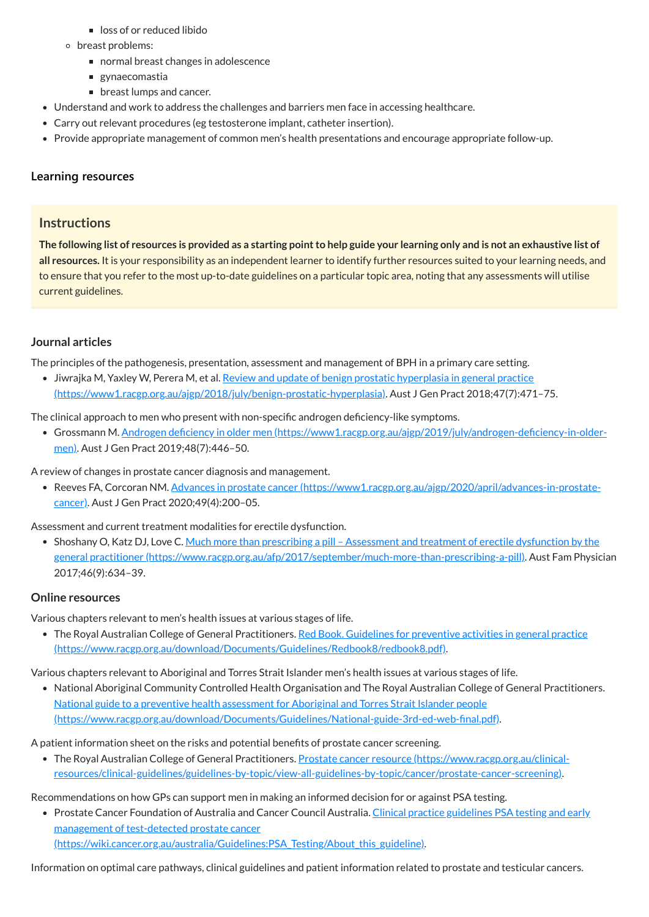- loss of or reduced libido
    - breast problems:
        - normal breast changes in adolescence
        - gynaecomastia
        - breast lumps and cancer.
- Understand and work to address the challenges and barriers men face in accessing healthcare.
- Carry out relevant procedures (eg testosterone implant, catheter insertion).
- Provide appropriate management of common men's health presentations and encourage appropriate follow-up.

### Learning resources

> **Instructions**
>
> **The following list of resources is provided as a starting point to help guide your learning only and is not an exhaustive list of all resources.** It is your responsibility as an independent learner to identify further resources suited to your learning needs, and to ensure that you refer to the most up-to-date guidelines on a particular topic area, noting that any assessments will utilise current guidelines.

#### Journal articles

The principles of the pathogenesis, presentation, assessment and management of BPH in a primary care setting.

- Jiwrajka M, Yaxley W, Perera M, et al. [Review and update of benign prostatic hyperplasia in general practice (https://www1.racgp.org.au/ajgp/2018/july/benign-prostatic-hyperplasia)](https://www1.racgp.org.au/ajgp/2018/july/benign-prostatic-hyperplasia). Aust J Gen Pract 2018;47(7):471–75.

The clinical approach to men who present with non-specific androgen deficiency-like symptoms.

- Grossmann M. [Androgen deficiency in older men (https://www1.racgp.org.au/ajgp/2019/july/androgen-deficiency-in-older-men)](https://www1.racgp.org.au/ajgp/2019/july/androgen-deficiency-in-older-men). Aust J Gen Pract 2019;48(7):446–50.

A review of changes in prostate cancer diagnosis and management.

- Reeves FA, Corcoran NM. [Advances in prostate cancer (https://www1.racgp.org.au/ajgp/2020/april/advances-in-prostate-cancer)](https://www1.racgp.org.au/ajgp/2020/april/advances-in-prostate-cancer). Aust J Gen Pract 2020;49(4):200–05.

Assessment and current treatment modalities for erectile dysfunction.

- Shoshany O, Katz DJ, Love C. [Much more than prescribing a pill – Assessment and treatment of erectile dysfunction by the general practitioner (https://www.racgp.org.au/afp/2017/september/much-more-than-prescribing-a-pill)](https://www.racgp.org.au/afp/2017/september/much-more-than-prescribing-a-pill). Aust Fam Physician 2017;46(9):634–39.

#### Online resources

Various chapters relevant to men's health issues at various stages of life.

- The Royal Australian College of General Practitioners. [Red Book. Guidelines for preventive activities in general practice (https://www.racgp.org.au/download/Documents/Guidelines/Redbook8/redbook8.pdf)](https://www.racgp.org.au/download/Documents/Guidelines/Redbook8/redbook8.pdf).

Various chapters relevant to Aboriginal and Torres Strait Islander men's health issues at various stages of life.

- National Aboriginal Community Controlled Health Organisation and The Royal Australian College of General Practitioners. [National guide to a preventive health assessment for Aboriginal and Torres Strait Islander people (https://www.racgp.org.au/download/Documents/Guidelines/National-guide-3rd-ed-web-final.pdf)](https://www.racgp.org.au/download/Documents/Guidelines/National-guide-3rd-ed-web-final.pdf).

A patient information sheet on the risks and potential benefits of prostate cancer screening.

- The Royal Australian College of General Practitioners. [Prostate cancer resource (https://www.racgp.org.au/clinical-resources/clinical-guidelines/guidelines-by-topic/view-all-guidelines-by-topic/cancer/prostate-cancer-screening)](https://www.racgp.org.au/clinical-resources/clinical-guidelines/guidelines-by-topic/view-all-guidelines-by-topic/cancer/prostate-cancer-screening).

Recommendations on how GPs can support men in making an informed decision for or against PSA testing.

- Prostate Cancer Foundation of Australia and Cancer Council Australia. [Clinical practice guidelines PSA testing and early management of test-detected prostate cancer (https://wiki.cancer.org.au/australia/Guidelines:PSA_Testing/About_this_guideline)](https://wiki.cancer.org.au/australia/Guidelines:PSA_Testing/About_this_guideline).

Information on optimal care pathways, clinical guidelines and patient information related to prostate and testicular cancers.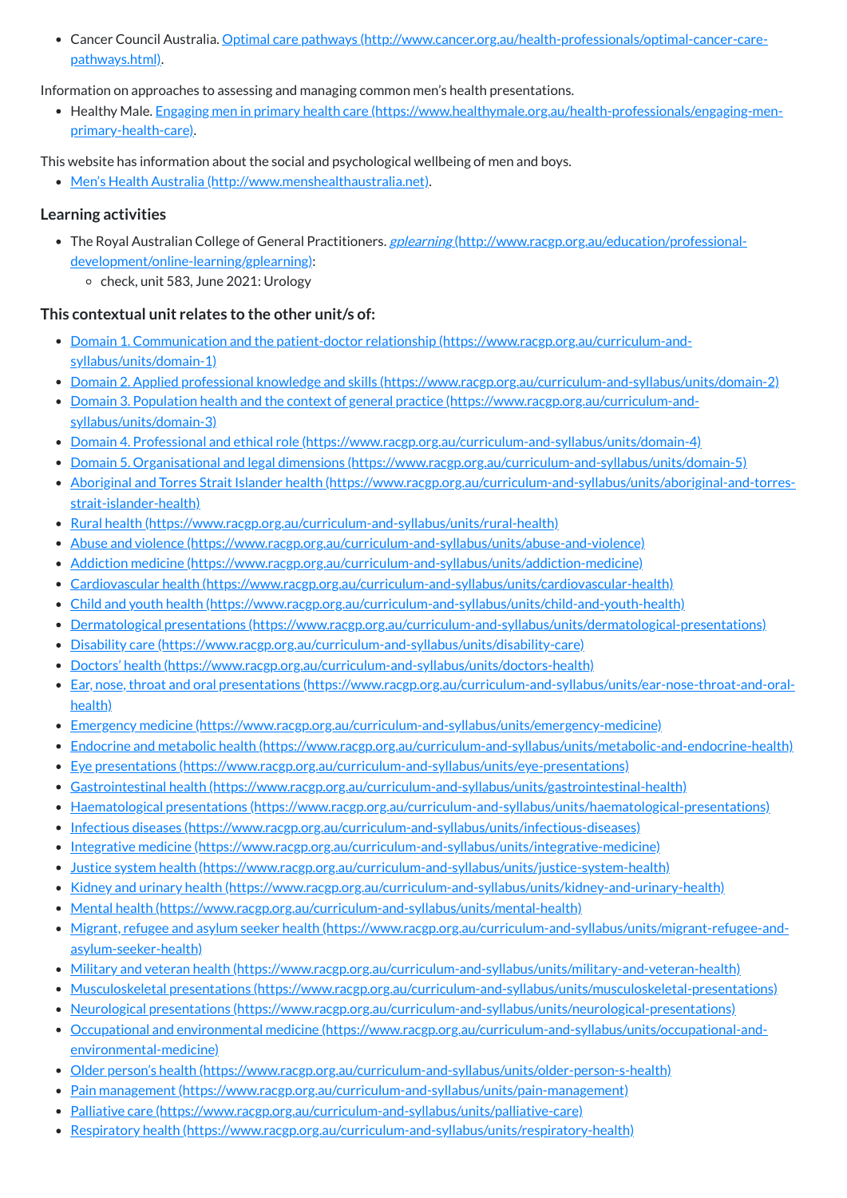- Cancer Council Australia. [Optimal care pathways (http://www.cancer.org.au/health-professionals/optimal-cancer-care-pathways.html)](http://www.cancer.org.au/health-professionals/optimal-cancer-care-pathways.html).

Information on approaches to assessing and managing common men's health presentations.

- Healthy Male. [Engaging men in primary health care (https://www.healthymale.org.au/health-professionals/engaging-men-primary-health-care)](https://www.healthymale.org.au/health-professionals/engaging-men-primary-health-care).

This website has information about the social and psychological wellbeing of men and boys.

- [Men's Health Australia (http://www.menshealthaustralia.net)](http://www.menshealthaustralia.net).

### Learning activities

- The Royal Australian College of General Practitioners. [*gplearning* (http://www.racgp.org.au/education/professional-development/online-learning/gplearning)](http://www.racgp.org.au/education/professional-development/online-learning/gplearning):
  - check, unit 583, June 2021: Urology

### This contextual unit relates to the other unit/s of:

- [Domain 1. Communication and the patient-doctor relationship (https://www.racgp.org.au/curriculum-and-syllabus/units/domain-1)](https://www.racgp.org.au/curriculum-and-syllabus/units/domain-1)
- [Domain 2. Applied professional knowledge and skills (https://www.racgp.org.au/curriculum-and-syllabus/units/domain-2)](https://www.racgp.org.au/curriculum-and-syllabus/units/domain-2)
- [Domain 3. Population health and the context of general practice (https://www.racgp.org.au/curriculum-and-syllabus/units/domain-3)](https://www.racgp.org.au/curriculum-and-syllabus/units/domain-3)
- [Domain 4. Professional and ethical role (https://www.racgp.org.au/curriculum-and-syllabus/units/domain-4)](https://www.racgp.org.au/curriculum-and-syllabus/units/domain-4)
- [Domain 5. Organisational and legal dimensions (https://www.racgp.org.au/curriculum-and-syllabus/units/domain-5)](https://www.racgp.org.au/curriculum-and-syllabus/units/domain-5)
- [Aboriginal and Torres Strait Islander health (https://www.racgp.org.au/curriculum-and-syllabus/units/aboriginal-and-torres-strait-islander-health)](https://www.racgp.org.au/curriculum-and-syllabus/units/aboriginal-and-torres-strait-islander-health)
- [Rural health (https://www.racgp.org.au/curriculum-and-syllabus/units/rural-health)](https://www.racgp.org.au/curriculum-and-syllabus/units/rural-health)
- [Abuse and violence (https://www.racgp.org.au/curriculum-and-syllabus/units/abuse-and-violence)](https://www.racgp.org.au/curriculum-and-syllabus/units/abuse-and-violence)
- [Addiction medicine (https://www.racgp.org.au/curriculum-and-syllabus/units/addiction-medicine)](https://www.racgp.org.au/curriculum-and-syllabus/units/addiction-medicine)
- [Cardiovascular health (https://www.racgp.org.au/curriculum-and-syllabus/units/cardiovascular-health)](https://www.racgp.org.au/curriculum-and-syllabus/units/cardiovascular-health)
- [Child and youth health (https://www.racgp.org.au/curriculum-and-syllabus/units/child-and-youth-health)](https://www.racgp.org.au/curriculum-and-syllabus/units/child-and-youth-health)
- [Dermatological presentations (https://www.racgp.org.au/curriculum-and-syllabus/units/dermatological-presentations)](https://www.racgp.org.au/curriculum-and-syllabus/units/dermatological-presentations)
- [Disability care (https://www.racgp.org.au/curriculum-and-syllabus/units/disability-care)](https://www.racgp.org.au/curriculum-and-syllabus/units/disability-care)
- [Doctors' health (https://www.racgp.org.au/curriculum-and-syllabus/units/doctors-health)](https://www.racgp.org.au/curriculum-and-syllabus/units/doctors-health)
- [Ear, nose, throat and oral presentations (https://www.racgp.org.au/curriculum-and-syllabus/units/ear-nose-throat-and-oral-health)](https://www.racgp.org.au/curriculum-and-syllabus/units/ear-nose-throat-and-oral-health)
- [Emergency medicine (https://www.racgp.org.au/curriculum-and-syllabus/units/emergency-medicine)](https://www.racgp.org.au/curriculum-and-syllabus/units/emergency-medicine)
- [Endocrine and metabolic health (https://www.racgp.org.au/curriculum-and-syllabus/units/metabolic-and-endocrine-health)](https://www.racgp.org.au/curriculum-and-syllabus/units/metabolic-and-endocrine-health)
- [Eye presentations (https://www.racgp.org.au/curriculum-and-syllabus/units/eye-presentations)](https://www.racgp.org.au/curriculum-and-syllabus/units/eye-presentations)
- [Gastrointestinal health (https://www.racgp.org.au/curriculum-and-syllabus/units/gastrointestinal-health)](https://www.racgp.org.au/curriculum-and-syllabus/units/gastrointestinal-health)
- [Haematological presentations (https://www.racgp.org.au/curriculum-and-syllabus/units/haematological-presentations)](https://www.racgp.org.au/curriculum-and-syllabus/units/haematological-presentations)
- [Infectious diseases (https://www.racgp.org.au/curriculum-and-syllabus/units/infectious-diseases)](https://www.racgp.org.au/curriculum-and-syllabus/units/infectious-diseases)
- [Integrative medicine (https://www.racgp.org.au/curriculum-and-syllabus/units/integrative-medicine)](https://www.racgp.org.au/curriculum-and-syllabus/units/integrative-medicine)
- [Justice system health (https://www.racgp.org.au/curriculum-and-syllabus/units/justice-system-health)](https://www.racgp.org.au/curriculum-and-syllabus/units/justice-system-health)
- [Kidney and urinary health (https://www.racgp.org.au/curriculum-and-syllabus/units/kidney-and-urinary-health)](https://www.racgp.org.au/curriculum-and-syllabus/units/kidney-and-urinary-health)
- [Mental health (https://www.racgp.org.au/curriculum-and-syllabus/units/mental-health)](https://www.racgp.org.au/curriculum-and-syllabus/units/mental-health)
- [Migrant, refugee and asylum seeker health (https://www.racgp.org.au/curriculum-and-syllabus/units/migrant-refugee-and-asylum-seeker-health)](https://www.racgp.org.au/curriculum-and-syllabus/units/migrant-refugee-and-asylum-seeker-health)
- [Military and veteran health (https://www.racgp.org.au/curriculum-and-syllabus/units/military-and-veteran-health)](https://www.racgp.org.au/curriculum-and-syllabus/units/military-and-veteran-health)
- [Musculoskeletal presentations (https://www.racgp.org.au/curriculum-and-syllabus/units/musculoskeletal-presentations)](https://www.racgp.org.au/curriculum-and-syllabus/units/musculoskeletal-presentations)
- [Neurological presentations (https://www.racgp.org.au/curriculum-and-syllabus/units/neurological-presentations)](https://www.racgp.org.au/curriculum-and-syllabus/units/neurological-presentations)
- [Occupational and environmental medicine (https://www.racgp.org.au/curriculum-and-syllabus/units/occupational-and-environmental-medicine)](https://www.racgp.org.au/curriculum-and-syllabus/units/occupational-and-environmental-medicine)
- [Older person's health (https://www.racgp.org.au/curriculum-and-syllabus/units/older-person-s-health)](https://www.racgp.org.au/curriculum-and-syllabus/units/older-person-s-health)
- [Pain management (https://www.racgp.org.au/curriculum-and-syllabus/units/pain-management)](https://www.racgp.org.au/curriculum-and-syllabus/units/pain-management)
- [Palliative care (https://www.racgp.org.au/curriculum-and-syllabus/units/palliative-care)](https://www.racgp.org.au/curriculum-and-syllabus/units/palliative-care)
- [Respiratory health (https://www.racgp.org.au/curriculum-and-syllabus/units/respiratory-health)](https://www.racgp.org.au/curriculum-and-syllabus/units/respiratory-health)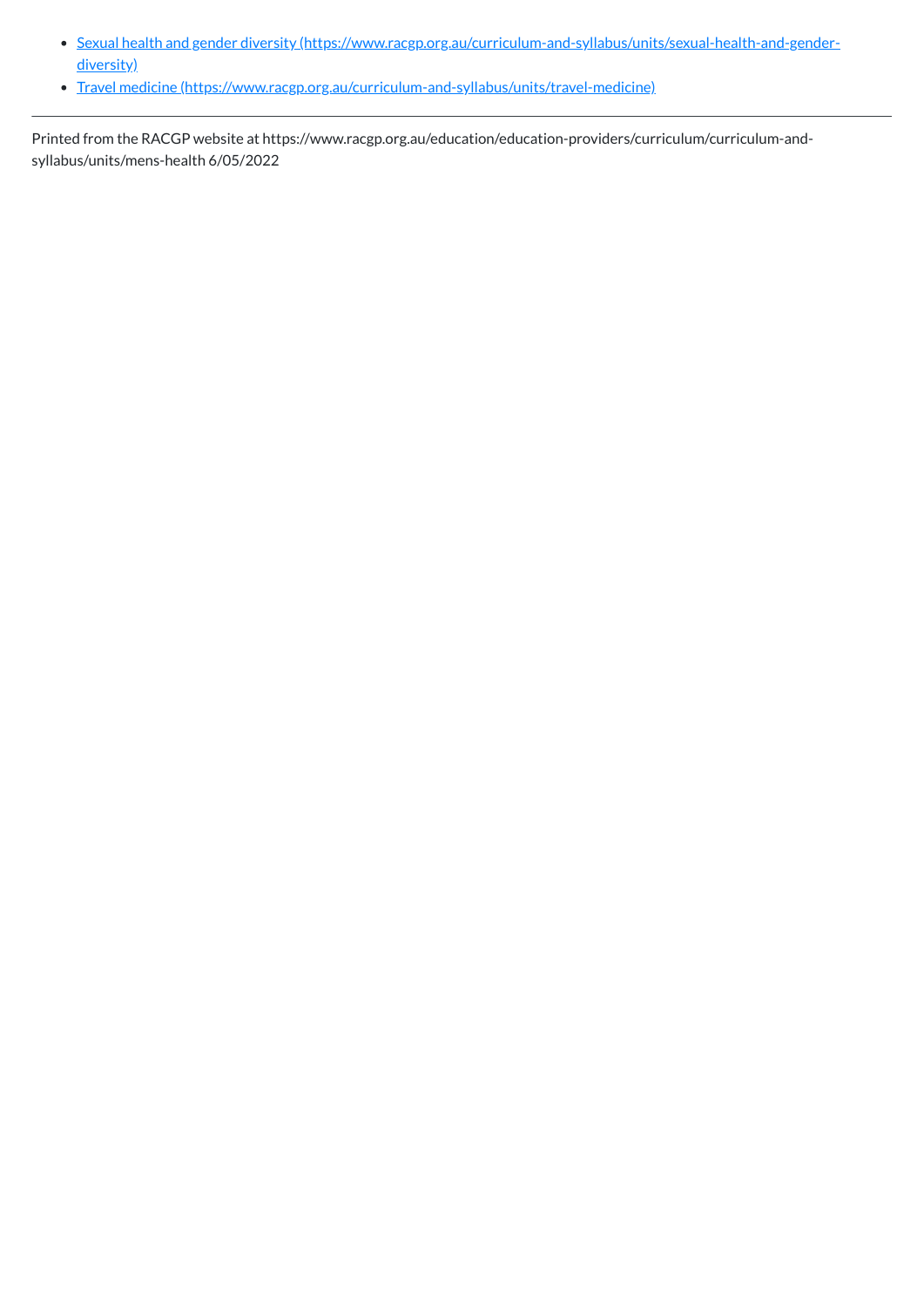- [Sexual health and gender diversity (https://www.racgp.org.au/curriculum-and-syllabus/units/sexual-health-and-gender-diversity)](https://www.racgp.org.au/curriculum-and-syllabus/units/sexual-health-and-gender-diversity)
- [Travel medicine (https://www.racgp.org.au/curriculum-and-syllabus/units/travel-medicine)](https://www.racgp.org.au/curriculum-and-syllabus/units/travel-medicine)

---

Printed from the RACGP website at https://www.racgp.org.au/education/education-providers/curriculum/curriculum-and-syllabus/units/mens-health 6/05/2022